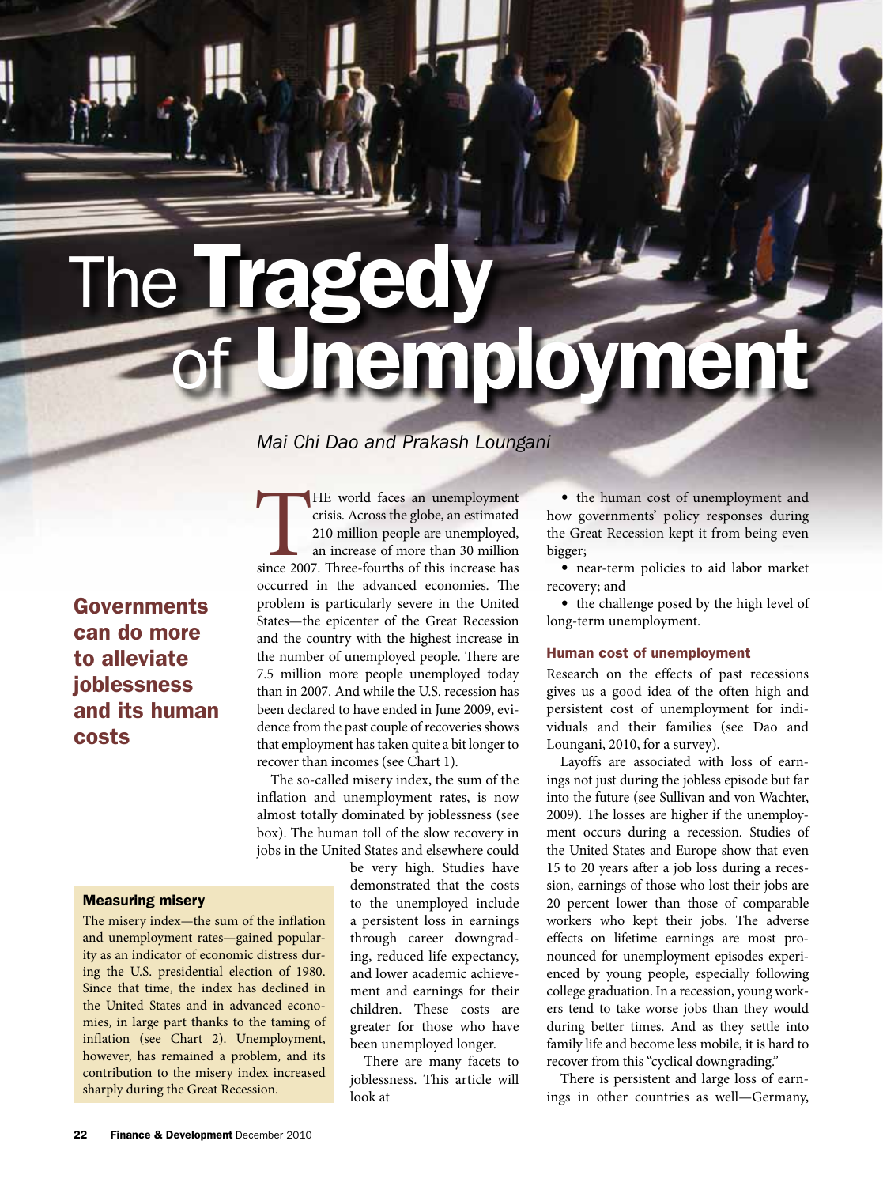# The Tragedy of Unemployment

*Mai Chi Dao and Prakash Loungani*

**Governments can do more to alleviate joblessness and its human costs**

THE world faces an unemployment crisis. Across the globe, an estimated 210 million people are unemployed, an increase of more than 30 million since 2007. Three-fourths of this increase has occurred in the advanced economies. The problem is particularly severe in the United States—the epicenter of the Great Recession and the country with the highest increase in the number of unemployed people. There are 7.5 million more people unemployed today than in 2007. And while the U.S. recession has been declared to have ended in June 2009, evidence from the past couple of recoveries shows that employment has taken quite a bit longer to recover than incomes (see Chart 1).

The so-called misery index, the sum of the inflation and unemployment rates, is now almost totally dominated by joblessness (see box). The human toll of the slow recovery in jobs in the United States and elsewhere could be very high. Studies have demonstrated that the costs to the unemployed include a persistent loss in earnings through career downgrading, reduced life expectancy, and lower academic achievement and earnings for their children. These costs are greater for those who have been unemployed longer.

There are many facets to joblessness. This article will look at

- the human cost of unemployment and how governments' policy responses during the Great Recession kept it from being even bigger;
- near-term policies to aid labor market recovery; and
- the challenge posed by the high level of long-term unemployment.

### Measuring misery

The misery index—the sum of the inflation and unemployment rates—gained popularity as an indicator of economic distress during the U.S. presidential election of 1980. Since that time, the index has declined in the United States and in advanced economies, in large part thanks to the taming of inflation (see Chart 2). Unemployment, however, has remained a problem, and its contribution to the misery index increased sharply during the Great Recession.

## Human cost of unemployment

Research on the effects of past recessions gives us a good idea of the often high and persistent cost of unemployment for individuals and their families (see Dao and Loungani, 2010, for a survey).

Layoffs are associated with loss of earnings not just during the jobless episode but far into the future (see Sullivan and von Wachter, 2009). The losses are higher if the unemployment occurs during a recession. Studies of the United States and Europe show that even 15 to 20 years after a job loss during a recession, earnings of those who lost their jobs are 20 percent lower than those of comparable workers who kept their jobs. The adverse effects on lifetime earnings are most pronounced for unemployment episodes experienced by young people, especially following college graduation. In a recession, young workers tend to take worse jobs than they would during better times. And as they settle into family life and become less mobile, it is hard to recover from this "cyclical downgrading."

There is persistent and large loss of earnings in other countries as well—Germany,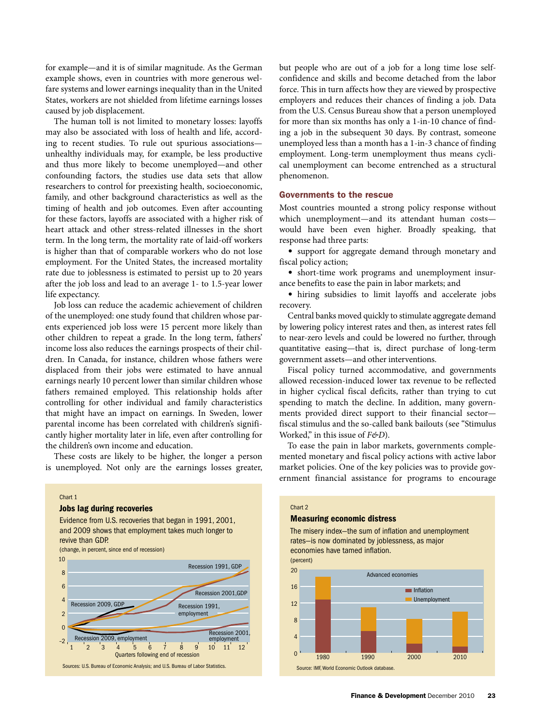for example—and it is of similar magnitude. As the German example shows, even in countries with more generous welfare systems and lower earnings inequality than in the United States, workers are not shielded from lifetime earnings losses caused by job displacement.

The human toll is not limited to monetary losses: layoffs may also be associated with loss of health and life, according to recent studies. To rule out spurious associations—unhealthy individuals may, for example, be less productive and thus more likely to become unemployed—and other confounding factors, the studies use data sets that allow researchers to control for preexisting health, socioeconomic, family, and other background characteristics as well as the timing of health and job outcomes. Even after accounting for these factors, layoffs are associated with a higher risk of heart attack and other stress-related illnesses in the short term. In the long term, the mortality rate of laid-off workers is higher than that of comparable workers who do not lose employment. For the United States, the increased mortality rate due to joblessness is estimated to persist up to 20 years after the job loss and lead to an average 1- to 1.5-year lower life expectancy.

Job loss can reduce the academic achievement of children of the unemployed: one study found that children whose parents experienced job loss were 15 percent more likely than other children to repeat a grade. In the long term, fathers' income loss also reduces the earnings prospects of their children. In Canada, for instance, children whose fathers were displaced from their jobs were estimated to have annual earnings nearly 10 percent lower than similar children whose fathers remained employed. This relationship holds after controlling for other individual and family characteristics that might have an impact on earnings. In Sweden, lower parental income has been correlated with children's significantly higher mortality later in life, even after controlling for the children's own income and education.

These costs are likely to be higher, the longer a person is unemployed. Not only are the earnings losses greater, but people who are out of a job for a long time lose self-confidence and skills and become detached from the labor force. This in turn affects how they are viewed by prospective employers and reduces their chances of finding a job. Data from the U.S. Census Bureau show that a person unemployed for more than six months has only a 1-in-10 chance of finding a job in the subsequent 30 days. By contrast, someone unemployed less than a month has a 1-in-3 chance of finding employment. Long-term unemployment thus means cyclical unemployment can become entrenched as a structural phenomenon.

## Governments to the rescue

Most countries mounted a strong policy response without which unemployment—and its attendant human costs—would have been even higher. Broadly speaking, that response had three parts:

- support for aggregate demand through monetary and fiscal policy action;
- short-time work programs and unemployment insurance benefits to ease the pain in labor markets; and
- hiring subsidies to limit layoffs and accelerate jobs recovery.

Central banks moved quickly to stimulate aggregate demand by lowering policy interest rates and then, as interest rates fell to near-zero levels and could be lowered no further, through quantitative easing—that is, direct purchase of long-term government assets—and other interventions.

Fiscal policy turned accommodative, and governments allowed recession-induced lower tax revenue to be reflected in higher cyclical fiscal deficits, rather than trying to cut spending to match the decline. In addition, many governments provided direct support to their financial sector—fiscal stimulus and the so-called bank bailouts (see "Stimulus Worked," in this issue of *F&D*).

To ease the pain in labor markets, governments complemented monetary and fiscal policy actions with active labor market policies. One of the key policies was to provide government financial assistance for programs to encourage

Chart 1

**Jobs lag during recoveries**

Evidence from U.S. recoveries that began in 1991, 2001, and 2009 shows that employment takes much longer to revive than GDP.

(change, in percent, since end of recession)

Sources: U.S. Bureau of Economic Analysis; and U.S. Bureau of Labor Statistics.

Chart 2

**Measuring economic distress**

The misery index—the sum of inflation and unemployment rates—is now dominated by joblessness, as major economies have tamed inflation.

(percent)

Source: IMF, World Economic Outlook database.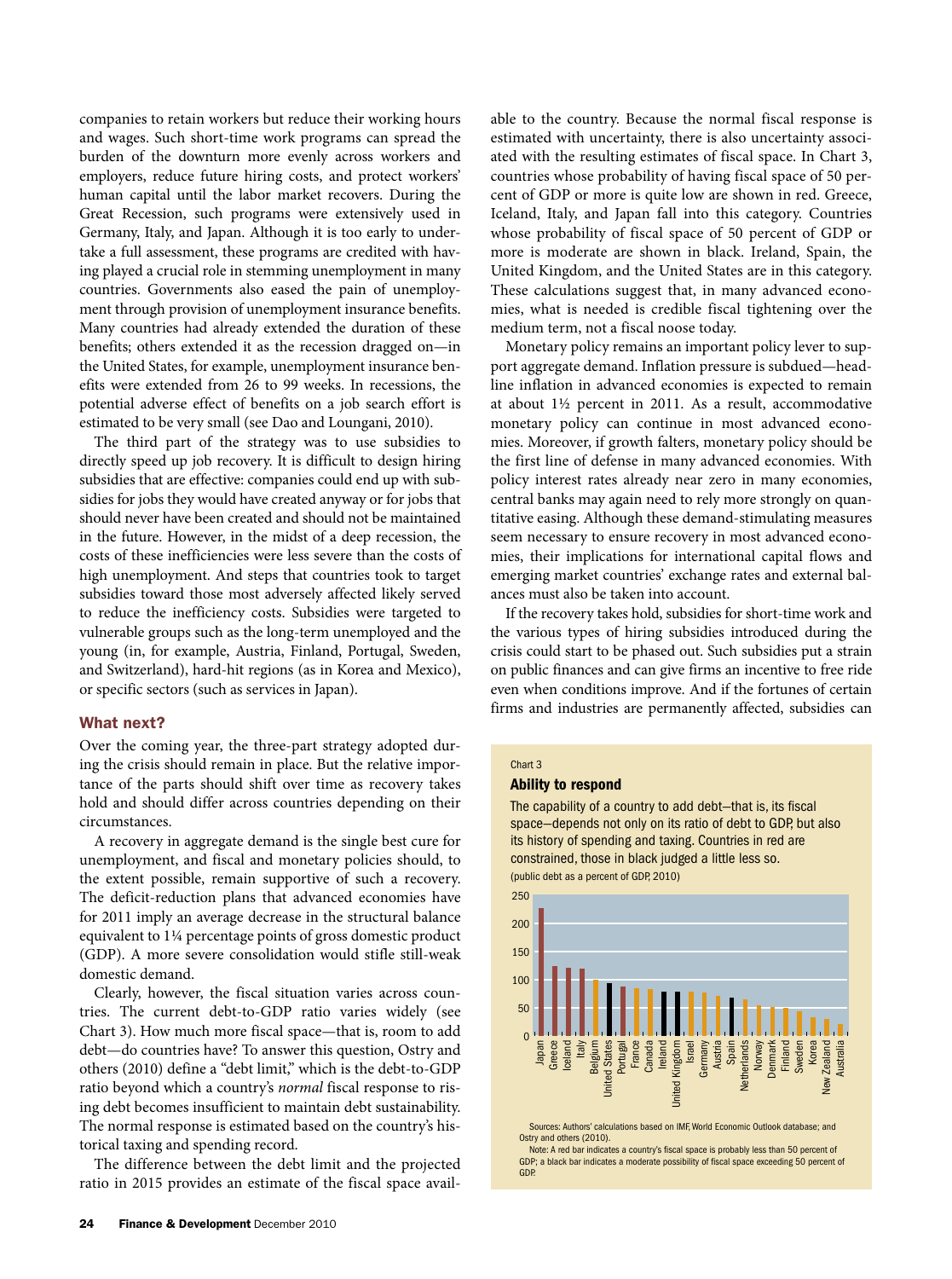companies to retain workers but reduce their working hours and wages. Such short-time work programs can spread the burden of the downturn more evenly across workers and employers, reduce future hiring costs, and protect workers' human capital until the labor market recovers. During the Great Recession, such programs were extensively used in Germany, Italy, and Japan. Although it is too early to undertake a full assessment, these programs are credited with having played a crucial role in stemming unemployment in many countries. Governments also eased the pain of unemployment through provision of unemployment insurance benefits. Many countries had already extended the duration of these benefits; others extended it as the recession dragged on—in the United States, for example, unemployment insurance benefits were extended from 26 to 99 weeks. In recessions, the potential adverse effect of benefits on a job search effort is estimated to be very small (see Dao and Loungani, 2010).

The third part of the strategy was to use subsidies to directly speed up job recovery. It is difficult to design hiring subsidies that are effective: companies could end up with subsidies for jobs they would have created anyway or for jobs that should never have been created and should not be maintained in the future. However, in the midst of a deep recession, the costs of these inefficiencies were less severe than the costs of high unemployment. And steps that countries took to target subsidies toward those most adversely affected likely served to reduce the inefficiency costs. Subsidies were targeted to vulnerable groups such as the long-term unemployed and the young (in, for example, Austria, Finland, Portugal, Sweden, and Switzerland), hard-hit regions (as in Korea and Mexico), or specific sectors (such as services in Japan).

## What next?

Over the coming year, the three-part strategy adopted during the crisis should remain in place. But the relative importance of the parts should shift over time as recovery takes hold and should differ across countries depending on their circumstances.

A recovery in aggregate demand is the single best cure for unemployment, and fiscal and monetary policies should, to the extent possible, remain supportive of such a recovery. The deficit-reduction plans that advanced economies have for 2011 imply an average decrease in the structural balance equivalent to 1¼ percentage points of gross domestic product (GDP). A more severe consolidation would stifle still-weak domestic demand.

Clearly, however, the fiscal situation varies across countries. The current debt-to-GDP ratio varies widely (see Chart 3). How much more fiscal space—that is, room to add debt—do countries have? To answer this question, Ostry and others (2010) define a "debt limit," which is the debt-to-GDP ratio beyond which a country's *normal* fiscal response to rising debt becomes insufficient to maintain debt sustainability. The normal response is estimated based on the country's historical taxing and spending record.

The difference between the debt limit and the projected ratio in 2015 provides an estimate of the fiscal space available to the country. Because the normal fiscal response is estimated with uncertainty, there is also uncertainty associated with the resulting estimates of fiscal space. In Chart 3, countries whose probability of having fiscal space of 50 percent of GDP or more is quite low are shown in red. Greece, Iceland, Italy, and Japan fall into this category. Countries whose probability of fiscal space of 50 percent of GDP or more is moderate are shown in black. Ireland, Spain, the United Kingdom, and the United States are in this category. These calculations suggest that, in many advanced economies, what is needed is credible fiscal tightening over the medium term, not a fiscal noose today.

Monetary policy remains an important policy lever to support aggregate demand. Inflation pressure is subdued—headline inflation in advanced economies is expected to remain at about 1½ percent in 2011. As a result, accommodative monetary policy can continue in most advanced economies. Moreover, if growth falters, monetary policy should be the first line of defense in many advanced economies. With policy interest rates already near zero in many economies, central banks may again need to rely more strongly on quantitative easing. Although these demand-stimulating measures seem necessary to ensure recovery in most advanced economies, their implications for international capital flows and emerging market countries' exchange rates and external balances must also be taken into account.

If the recovery takes hold, subsidies for short-time work and the various types of hiring subsidies introduced during the crisis could start to be phased out. Such subsidies put a strain on public finances and can give firms an incentive to free ride even when conditions improve. And if the fortunes of certain firms and industries are permanently affected, subsidies can

Chart 3

**Ability to respond**

The capability of a country to add debt—that is, its fiscal space—depends not only on its ratio of debt to GDP, but also its history of spending and taxing. Countries in red are constrained, those in black judged a little less so.

(public debt as a percent of GDP, 2010)

Bar chart (y-axis 0–250), countries in order: Japan, Greece, Iceland, Italy, Belgium, United States, Portugal, France, Canada, Ireland, United Kingdom, Israel, Germany, Austria, Spain, Netherlands, Norway, Denmark, Finland, Sweden, Korea, New Zealand, Australia.

Sources: Authors' calculations based on IMF, World Economic Outlook database; and Ostry and others (2010).

Note: A red bar indicates a country's fiscal space is probably less than 50 percent of GDP; a black bar indicates a moderate possibility of fiscal space exceeding 50 percent of GDP.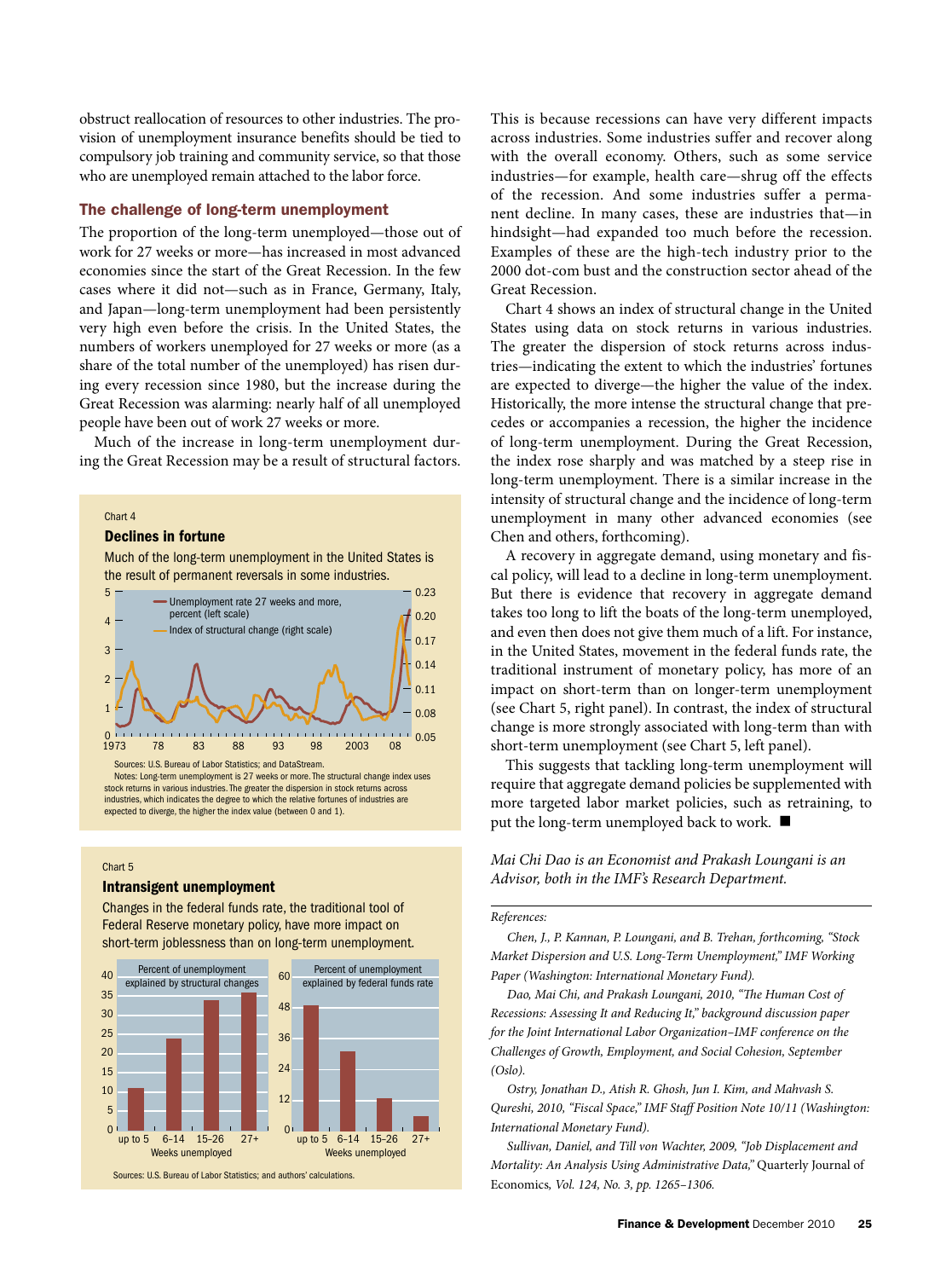obstruct reallocation of resources to other industries. The provision of unemployment insurance benefits should be tied to compulsory job training and community service, so that those who are unemployed remain attached to the labor force.

## The challenge of long-term unemployment

The proportion of the long-term unemployed—those out of work for 27 weeks or more—has increased in most advanced economies since the start of the Great Recession. In the few cases where it did not—such as in France, Germany, Italy, and Japan—long-term unemployment had been persistently very high even before the crisis. In the United States, the numbers of workers unemployed for 27 weeks or more (as a share of the total number of the unemployed) has risen during every recession since 1980, but the increase during the Great Recession was alarming: nearly half of all unemployed people have been out of work 27 weeks or more.

Much of the increase in long-term unemployment during the Great Recession may be a result of structural factors.

Chart 4

**Declines in fortune**

Much of the long-term unemployment in the United States is the result of permanent reversals in some industries.

Unemployment rate 27 weeks and more, percent (left scale)
Index of structural change (right scale)

0 1 2 3 4 5
0.05 0.08 0.11 0.14 0.17 0.20 0.23
1973 78 83 88 93 98 2003 08

Sources: U.S. Bureau of Labor Statistics; and DataStream.
Notes: Long-term unemployment is 27 weeks or more. The structural change index uses stock returns in various industries. The greater the dispersion in stock returns across industries, which indicates the degree to which the relative fortunes of industries are expected to diverge, the higher the index value (between 0 and 1).

Chart 5

**Intransigent unemployment**

Changes in the federal funds rate, the traditional tool of Federal Reserve monetary policy, have more impact on short-term joblessness than on long-term unemployment.

Percent of unemployment explained by structural changes
0 5 10 15 20 25 30 35 40
up to 5 6–14 15–26 27+
Weeks unemployed

Percent of unemployment explained by federal funds rate
0 12 24 36 48 60
up to 5 6–14 15–26 27+
Weeks unemployed

Sources: U.S. Bureau of Labor Statistics; and authors' calculations.

This is because recessions can have very different impacts across industries. Some industries suffer and recover along with the overall economy. Others, such as some service industries—for example, health care—shrug off the effects of the recession. And some industries suffer a permanent decline. In many cases, these are industries that—in hindsight—had expanded too much before the recession. Examples of these are the high-tech industry prior to the 2000 dot-com bust and the construction sector ahead of the Great Recession.

Chart 4 shows an index of structural change in the United States using data on stock returns in various industries. The greater the dispersion of stock returns across industries—indicating the extent to which the industries' fortunes are expected to diverge—the higher the value of the index. Historically, the more intense the structural change that precedes or accompanies a recession, the higher the incidence of long-term unemployment. During the Great Recession, the index rose sharply and was matched by a steep rise in long-term unemployment. There is a similar increase in the intensity of structural change and the incidence of long-term unemployment in many other advanced economies (see Chen and others, forthcoming).

A recovery in aggregate demand, using monetary and fiscal policy, will lead to a decline in long-term unemployment. But there is evidence that recovery in aggregate demand takes too long to lift the boats of the long-term unemployed, and even then does not give them much of a lift. For instance, in the United States, movement in the federal funds rate, the traditional instrument of monetary policy, has more of an impact on short-term than on longer-term unemployment (see Chart 5, right panel). In contrast, the index of structural change is more strongly associated with long-term than with short-term unemployment (see Chart 5, left panel).

This suggests that tackling long-term unemployment will require that aggregate demand policies be supplemented with more targeted labor market policies, such as retraining, to put the long-term unemployed back to work. ■

*Mai Chi Dao is an Economist and Prakash Loungani is an Advisor, both in the IMF's Research Department.*

*References:*

*Chen, J., P. Kannan, P. Loungani, and B. Trehan, forthcoming, "Stock Market Dispersion and U.S. Long-Term Unemployment," IMF Working Paper (Washington: International Monetary Fund).*

*Dao, Mai Chi, and Prakash Loungani, 2010, "The Human Cost of Recessions: Assessing It and Reducing It," background discussion paper for the Joint International Labor Organization–IMF conference on the Challenges of Growth, Employment, and Social Cohesion, September (Oslo).*

*Ostry, Jonathan D., Atish R. Ghosh, Jun I. Kim, and Mahvash S. Qureshi, 2010, "Fiscal Space," IMF Staff Position Note 10/11 (Washington: International Monetary Fund).*

*Sullivan, Daniel, and Till von Wachter, 2009, "Job Displacement and Mortality: An Analysis Using Administrative Data,"* Quarterly Journal of Economics*, Vol. 124, No. 3, pp. 1265–1306.*